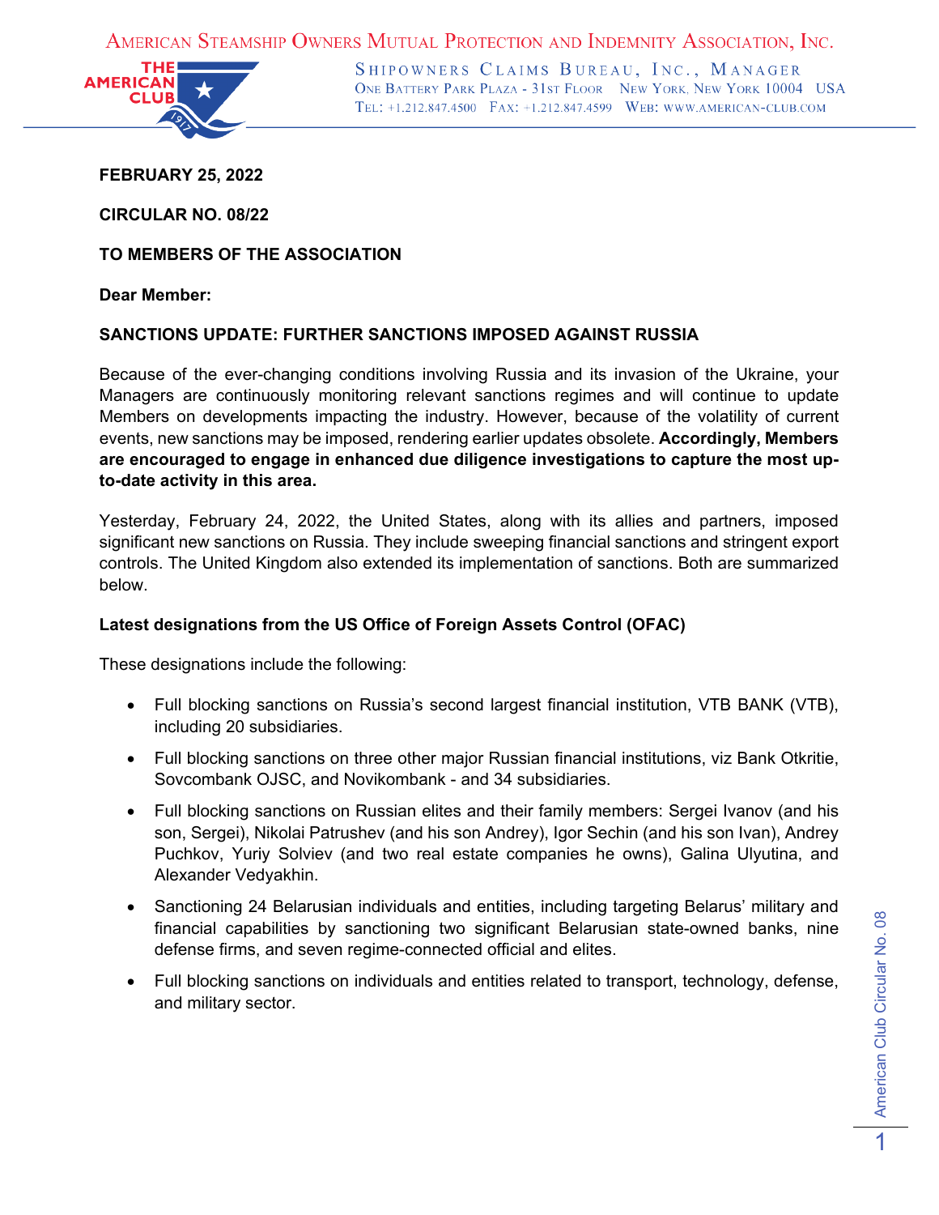AMERICAN STEAMSHIP OWNERS MUTUAL PROTECTION AND INDEMNITY ASSOCIATION, INC.

SHIPOWNERS CLAIMS BUREAU, INC., MANAGER
ONE BATTERY PARK PLAZA - 31ST FLOOR NEW YORK, NEW YORK 10004 USA
TEL: +1.212.847.4500 FAX: +1.212.847.4599 WEB: WWW.AMERICAN-CLUB.COM

**FEBRUARY 25, 2022**

**CIRCULAR NO. 08/22**

**TO MEMBERS OF THE ASSOCIATION**

**Dear Member:**

**SANCTIONS UPDATE: FURTHER SANCTIONS IMPOSED AGAINST RUSSIA**

Because of the ever-changing conditions involving Russia and its invasion of the Ukraine, your Managers are continuously monitoring relevant sanctions regimes and will continue to update Members on developments impacting the industry. However, because of the volatility of current events, new sanctions may be imposed, rendering earlier updates obsolete. **Accordingly, Members are encouraged to engage in enhanced due diligence investigations to capture the most up-to-date activity in this area.**

Yesterday, February 24, 2022, the United States, along with its allies and partners, imposed significant new sanctions on Russia. They include sweeping financial sanctions and stringent export controls. The United Kingdom also extended its implementation of sanctions. Both are summarized below.

**Latest designations from the US Office of Foreign Assets Control (OFAC)**

These designations include the following:

- Full blocking sanctions on Russia's second largest financial institution, VTB BANK (VTB), including 20 subsidiaries.
- Full blocking sanctions on three other major Russian financial institutions, viz Bank Otkritie, Sovcombank OJSC, and Novikombank - and 34 subsidiaries.
- Full blocking sanctions on Russian elites and their family members: Sergei Ivanov (and his son, Sergei), Nikolai Patrushev (and his son Andrey), Igor Sechin (and his son Ivan), Andrey Puchkov, Yuriy Solviev (and two real estate companies he owns), Galina Ulyutina, and Alexander Vedyakhin.
- Sanctioning 24 Belarusian individuals and entities, including targeting Belarus' military and financial capabilities by sanctioning two significant Belarusian state-owned banks, nine defense firms, and seven regime-connected official and elites.
- Full blocking sanctions on individuals and entities related to transport, technology, defense, and military sector.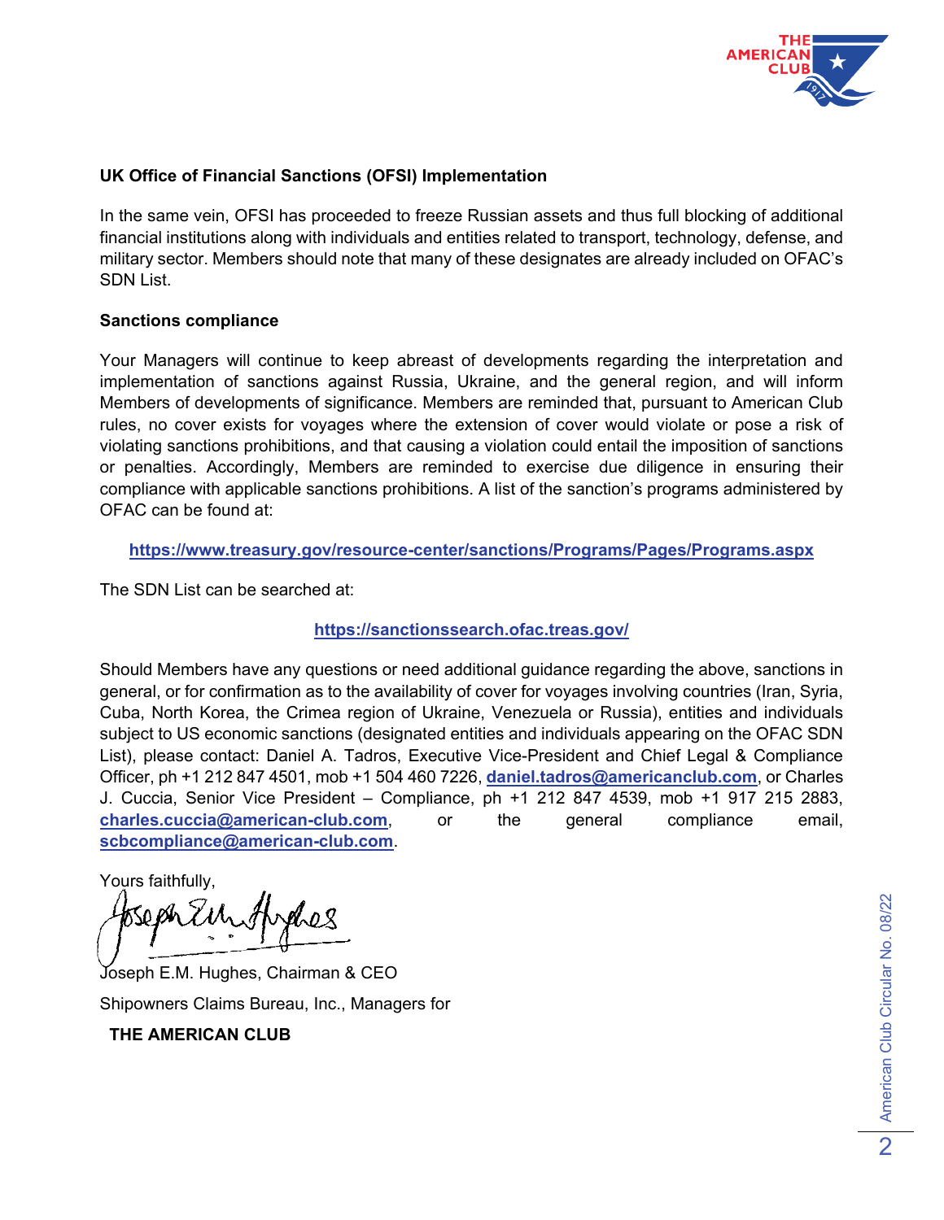**UK Office of Financial Sanctions (OFSI) Implementation**

In the same vein, OFSI has proceeded to freeze Russian assets and thus full blocking of additional financial institutions along with individuals and entities related to transport, technology, defense, and military sector. Members should note that many of these designates are already included on OFAC's SDN List.

**Sanctions compliance**

Your Managers will continue to keep abreast of developments regarding the interpretation and implementation of sanctions against Russia, Ukraine, and the general region, and will inform Members of developments of significance. Members are reminded that, pursuant to American Club rules, no cover exists for voyages where the extension of cover would violate or pose a risk of violating sanctions prohibitions, and that causing a violation could entail the imposition of sanctions or penalties. Accordingly, Members are reminded to exercise due diligence in ensuring their compliance with applicable sanctions prohibitions. A list of the sanction's programs administered by OFAC can be found at:

**https://www.treasury.gov/resource-center/sanctions/Programs/Pages/Programs.aspx**

The SDN List can be searched at:

**https://sanctionssearch.ofac.treas.gov/**

Should Members have any questions or need additional guidance regarding the above, sanctions in general, or for confirmation as to the availability of cover for voyages involving countries (Iran, Syria, Cuba, North Korea, the Crimea region of Ukraine, Venezuela or Russia), entities and individuals subject to US economic sanctions (designated entities and individuals appearing on the OFAC SDN List), please contact: Daniel A. Tadros, Executive Vice-President and Chief Legal & Compliance Officer, ph +1 212 847 4501, mob +1 504 460 7226, **daniel.tadros@americanclub.com**, or Charles J. Cuccia, Senior Vice President – Compliance, ph +1 212 847 4539, mob +1 917 215 2883, **charles.cuccia@american-club.com**, or the general compliance email, **scbcompliance@american-club.com**.

Yours faithfully,

Joseph E.M. Hughes, Chairman & CEO

Shipowners Claims Bureau, Inc., Managers for

**THE AMERICAN CLUB**